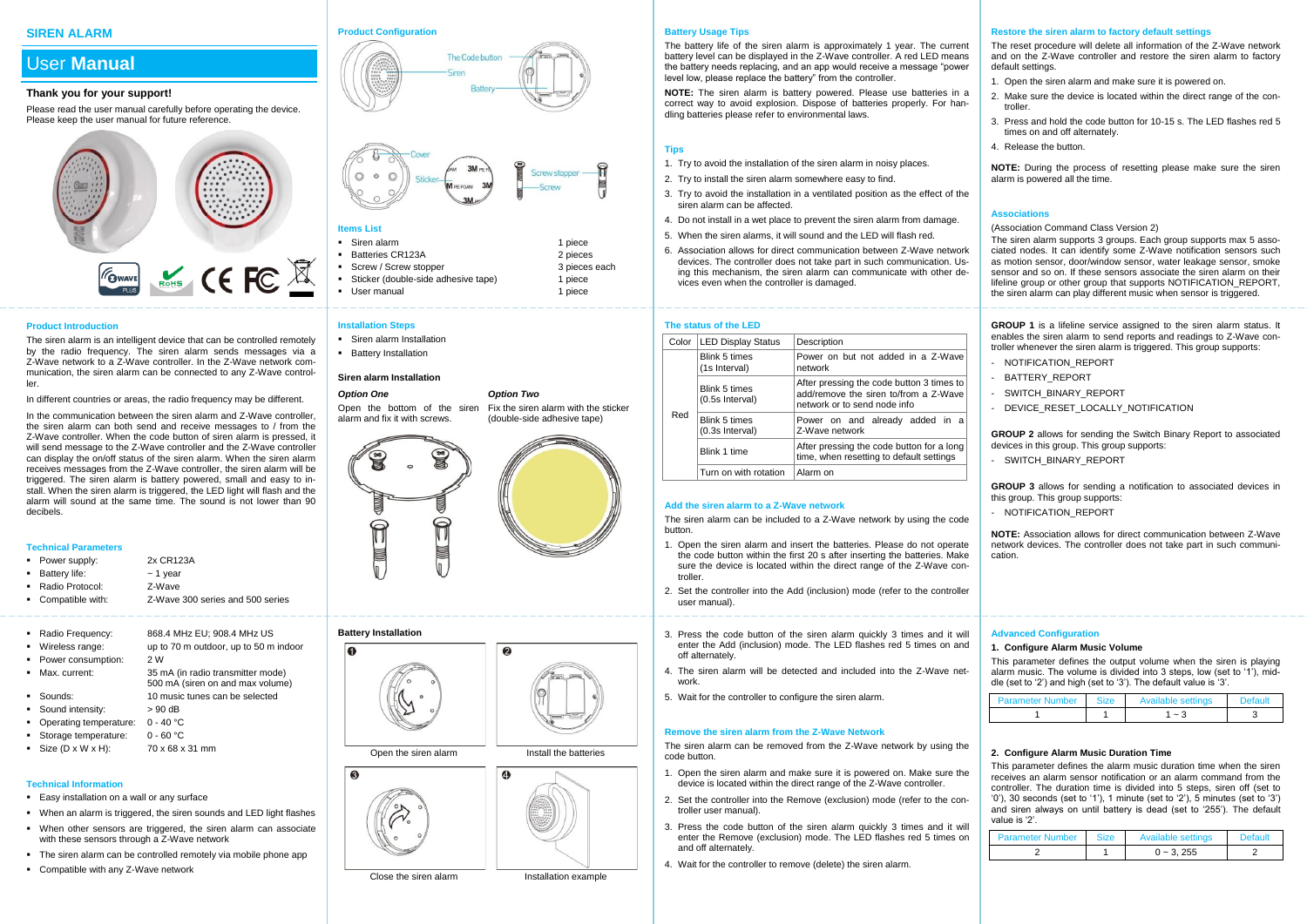# SIREN ALARM

## User **Manual**

### Thank you for your support!

Please read the user manual carefully before operating the device. Please keep the user manual for future reference.

## Product Introduction

The siren alarm is an intelligent device that can be controlled remotely by the radio frequency. The siren alarm sends messages via a Z-Wave network to a Z-Wave controller. In the Z-Wave network communication, the siren alarm can be connected to any Z-Wave controller.

In different countries or areas, the radio frequency may be different.

In the communication between the siren alarm and Z-Wave controller, the siren alarm can both send and receive messages to / from the Z-Wave controller. When the code button of siren alarm is pressed, it will send message to the Z-Wave controller and the Z-Wave controller can display the on/off status of the siren alarm. When the siren alarm receives messages from the Z-Wave controller, the siren alarm will be triggered. The siren alarm is battery powered, small and easy to install. When the siren alarm is triggered, the LED light will flash and the alarm will sound at the same time. The sound is not lower than 90 decibels.

## Technical Parameters

- Power supply: 2x CR123A
- Battery life: ~ 1 year
- Radio Protocol: Z-Wave
- Compatible with: Z-Wave 300 series and 500 series
- Radio Frequency: 868.4 MHz EU; 908.4 MHz US
- Wireless range: up to 70 m outdoor, up to 50 m indoor
- Power consumption: 2 W
- Max. current: 35 mA (in radio transmitter mode), 500 mA (siren on and max volume)
- Sounds: 10 music tunes can be selected
- Sound intensity: > 90 dB
- Operating temperature: 0 - 40 °C
- Storage temperature: 0 - 60 °C
- Size (D x W x H): 70 x 68 x 31 mm

## Technical Information

- Easy installation on a wall or any surface
- When an alarm is triggered, the siren sounds and LED light flashes
- When other sensors are triggered, the siren alarm can associate with these sensors through a Z-Wave network
- The siren alarm can be controlled remotely via mobile phone app
- Compatible with any Z-Wave network

## Product Configuration

The Code button, Siren, Battery, Cover, Sticker, Screw stopper, Screw

## Items List

- Siren alarm — 1 piece
- Batteries CR123A — 2 pieces
- Screw / Screw stopper — 3 pieces each
- Sticker (double-side adhesive tape) — 1 piece
- User manual — 1 piece

## Installation Steps

- Siren alarm Installation
- Battery Installation

### Siren alarm Installation

***Option One***

Open the bottom of the siren alarm and fix it with screws.

***Option Two***

Fix the siren alarm with the sticker (double-side adhesive tape)

### Battery Installation

1. Open the siren alarm
2. Install the batteries
3. Close the siren alarm
4. Installation example

## Battery Usage Tips

The battery life of the siren alarm is approximately 1 year. The current battery level can be displayed in the Z-Wave controller. A red LED means the battery needs replacing, and an app would receive a message "power level low, please replace the battery" from the controller.

**NOTE:** The siren alarm is battery powered. Please use batteries in a correct way to avoid explosion. Dispose of batteries properly. For handling batteries please refer to environmental laws.

## Tips

1. Try to avoid the installation of the siren alarm in noisy places.
2. Try to install the siren alarm somewhere easy to find.
3. Try to avoid the installation in a ventilated position as the effect of the siren alarm can be affected.
4. Do not install in a wet place to prevent the siren alarm from damage.
5. When the siren alarms, it will sound and the LED will flash red.
6. Association allows for direct communication between Z-Wave network devices. The controller does not take part in such communication. Using this mechanism, the siren alarm can communicate with other devices even when the controller is damaged.

## The status of the LED

| Color | LED Display Status | Description |
|---|---|---|
| Red | Blink 5 times (1s Interval) | Power on but not added in a Z-Wave network |
| | Blink 5 times (0.5s Interval) | After pressing the code button 3 times to add/remove the siren to/from a Z-Wave network or to send node info |
| | Blink 5 times (0.3s Interval) | Power on and already added in a Z-Wave network |
| | Blink 1 time | After pressing the code button for a long time, when resetting to default settings |
| | Turn on with rotation | Alarm on |

## Add the siren alarm to a Z-Wave network

The siren alarm can be included to a Z-Wave network by using the code button.

1. Open the siren alarm and insert the batteries. Please do not operate the code button within the first 20 s after inserting the batteries. Make sure the device is located within the direct range of the Z-Wave controller.
2. Set the controller into the Add (inclusion) mode (refer to the controller user manual).
3. Press the code button of the siren alarm quickly 3 times and it will enter the Add (inclusion) mode. The LED flashes red 5 times on and off alternately.
4. The siren alarm will be detected and included into the Z-Wave network.
5. Wait for the controller to configure the siren alarm.

## Remove the siren alarm from the Z-Wave Network

The siren alarm can be removed from the Z-Wave network by using the code button.

1. Open the siren alarm and make sure it is powered on. Make sure the device is located within the direct range of the Z-Wave controller.
2. Set the controller into the Remove (exclusion) mode (refer to the controller user manual).
3. Press the code button of the siren alarm quickly 3 times and it will enter the Remove (exclusion) mode. The LED flashes red 5 times on and off alternately.
4. Wait for the controller to remove (delete) the siren alarm.

## Restore the siren alarm to factory default settings

The reset procedure will delete all information of the Z-Wave network and on the Z-Wave controller and restore the siren alarm to factory default settings.

1. Open the siren alarm and make sure it is powered on.
2. Make sure the device is located within the direct range of the controller.
3. Press and hold the code button for 10-15 s. The LED flashes red 5 times on and off alternately.
4. Release the button.

**NOTE:** During the process of resetting please make sure the siren alarm is powered all the time.

## Associations

(Association Command Class Version 2)

The siren alarm supports 3 groups. Each group supports max 5 associated nodes. It can identify some Z-Wave notification sensors such as motion sensor, door/window sensor, water leakage sensor, smoke sensor and so on. If these sensors associate the siren alarm on their lifeline group or other group that supports NOTIFICATION_REPORT, the siren alarm can play different music when sensor is triggered.

**GROUP 1** is a lifeline service assigned to the siren alarm status. It enables the siren alarm to send reports and readings to Z-Wave controller whenever the siren alarm is triggered. This group supports:

- NOTIFICATION_REPORT
- BATTERY_REPORT
- SWITCH_BINARY_REPORT
- DEVICE_RESET_LOCALLY_NOTIFICATION

**GROUP 2** allows for sending the Switch Binary Report to associated devices in this group. This group supports:

- SWITCH_BINARY_REPORT

**GROUP 3** allows for sending a notification to associated devices in this group. This group supports:

- NOTIFICATION_REPORT

**NOTE:** Association allows for direct communication between Z-Wave network devices. The controller does not take part in such communication.

## Advanced Configuration

### 1. Configure Alarm Music Volume

This parameter defines the output volume when the siren is playing alarm music. The volume is divided into 3 steps, low (set to '1'), middle (set to '2') and high (set to '3'). The default value is '3'.

| Parameter Number | Size | Available settings | Default |
|---|---|---|---|
| 1 | 1 | 1 ~ 3 | 3 |

### 2. Configure Alarm Music Duration Time

This parameter defines the alarm music duration time when the siren receives an alarm sensor notification or an alarm command from the controller. The duration time is divided into 5 steps, siren off (set to '0'), 30 seconds (set to '1'), 1 minute (set to '2'), 5 minutes (set to '3') and siren always on until battery is dead (set to '255'). The default value is '2'.

| Parameter Number | Size | Available settings | Default |
|---|---|---|---|
| 2 | 1 | 0 ~ 3, 255 | 2 |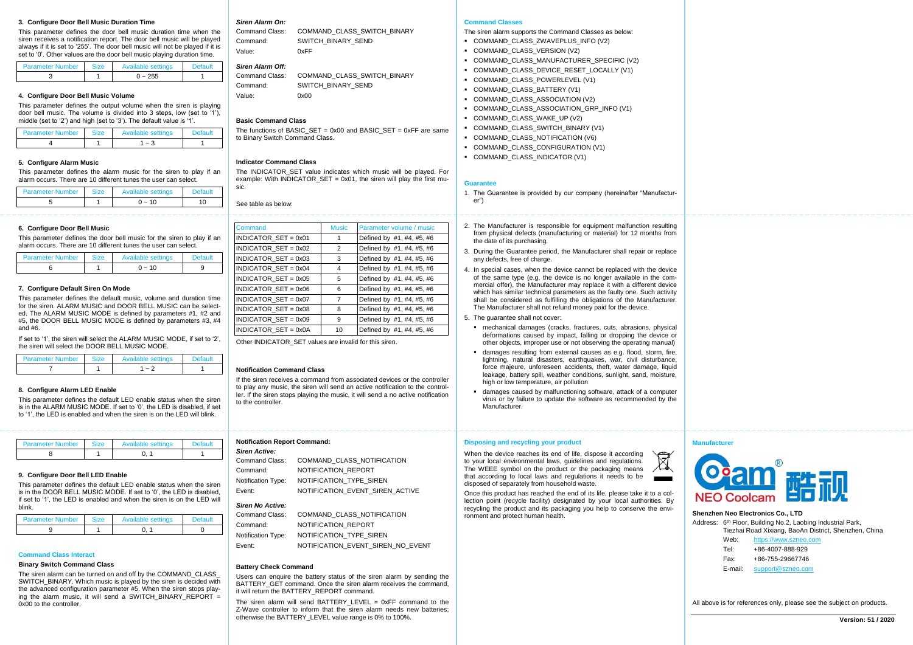### 3. Configure Door Bell Music Duration Time

This parameter defines the door bell music duration time when the siren receives a notification report. The door bell music will be played always if it is set to '255'. The door bell music will not be played if it is set to '0'. Other values are the door bell music playing duration time.

| Parameter Number | Size | Available settings | Default |
|---|---|---|---|
| 3 | 1 | 0 ~ 255 | 1 |

### 4. Configure Door Bell Music Volume

This parameter defines the output volume when the siren is playing door bell music. The volume is divided into 3 steps, low (set to '1'), middle (set to '2') and high (set to '3'). The default value is '1'.

| Parameter Number | Size | Available settings | Default |
|---|---|---|---|
| 4 | 1 | 1 ~ 3 | 1 |

### 5. Configure Alarm Music

This parameter defines the alarm music for the siren to play if an alarm occurs. There are 10 different tunes the user can select.

| Parameter Number | Size | Available settings | Default |
|---|---|---|---|
| 5 | 1 | 0 ~ 10 | 10 |

### 6. Configure Door Bell Music

This parameter defines the door bell music for the siren to play if an alarm occurs. There are 10 different tunes the user can select.

| Parameter Number | Size | Available settings | Default |
|---|---|---|---|
| 6 | 1 | 0 ~ 10 | 9 |

### 7. Configure Default Siren On Mode

This parameter defines the default music, volume and duration time for the siren. ALARM MUSIC and DOOR BELL MUSIC can be selected. The ALARM MUSIC MODE is defined by parameters #1, #2 and #5, the DOOR BELL MUSIC MODE is defined by parameters #3, #4 and #6.

If set to '1', the siren will select the ALARM MUSIC MODE, if set to '2', the siren will select the DOOR BELL MUSIC MODE.

| Parameter Number | Size | Available settings | Default |
|---|---|---|---|
| 7 | 1 | 1 ~ 2 | 1 |

### 8. Configure Alarm LED Enable

This parameter defines the default LED enable status when the siren is in the ALARM MUSIC MODE. If set to '0', the LED is disabled, if set to '1', the LED is enabled and when the siren is on the LED will blink.

| Parameter Number | Size | Available settings | Default |
|---|---|---|---|
| 8 | 1 | 0, 1 | 1 |

### 9. Configure Door Bell LED Enable

This parameter defines the default LED enable status when the siren is in the DOOR BELL MUSIC MODE. If set to '0', the LED is disabled, if set to '1', the LED is enabled and when the siren is on the LED will blink.

| Parameter Number | Size | Available settings | Default |
|---|---|---|---|
| 9 | 1 | 0, 1 | 0 |

## Command Class Interact

### Binary Switch Command Class

The siren alarm can be turned on and off by the COMMAND_CLASS_SWITCH_BINARY. Which music is played by the siren is decided with the advanced configuration parameter #5. When the siren stops playing the alarm music, it will send a SWITCH_BINARY_REPORT = 0x00 to the controller.

***Siren Alarm On:***

Command Class: COMMAND_CLASS_SWITCH_BINARY
Command: SWITCH_BINARY_SEND
Value: 0xFF

***Siren Alarm Off:***

Command Class: COMMAND_CLASS_SWITCH_BINARY
Command: SWITCH_BINARY_SEND
Value: 0x00

### Basic Command Class

The functions of BASIC_SET = 0x00 and BASIC_SET = 0xFF are same to Binary Switch Command Class.

### Indicator Command Class

The INDICATOR_SET value indicates which music will be played. For example: With INDICATOR_SET = 0x01, the siren will play the first music.

See table as below:

| Command | Music | Parameter volume / music |
|---|---|---|
| INDICATOR_SET = 0x01 | 1 | Defined by #1, #4, #5, #6 |
| INDICATOR_SET = 0x02 | 2 | Defined by #1, #4, #5, #6 |
| INDICATOR_SET = 0x03 | 3 | Defined by #1, #4, #5, #6 |
| INDICATOR_SET = 0x04 | 4 | Defined by #1, #4, #5, #6 |
| INDICATOR_SET = 0x05 | 5 | Defined by #1, #4, #5, #6 |
| INDICATOR_SET = 0x06 | 6 | Defined by #1, #4, #5, #6 |
| INDICATOR_SET = 0x07 | 7 | Defined by #1, #4, #5, #6 |
| INDICATOR_SET = 0x08 | 8 | Defined by #1, #4, #5, #6 |
| INDICATOR_SET = 0x09 | 9 | Defined by #1, #4, #5, #6 |
| INDICATOR_SET = 0x0A | 10 | Defined by #1, #4, #5, #6 |

Other INDICATOR_SET values are invalid for this siren.

### Notification Command Class

If the siren receives a command from associated devices or the controller to play any music, the siren will send an active notification to the controller. If the siren stops playing the music, it will send a no active notification to the controller.

**Notification Report Command:**

***Siren Active:***

Command Class: COMMAND_CLASS_NOTIFICATION
Command: NOTIFICATION_REPORT
Notification Type: NOTIFICATION_TYPE_SIREN
Event: NOTIFICATION_EVENT_SIREN_ACTIVE

***Siren No Active:***

Command Class: COMMAND_CLASS_NOTIFICATION
Command: NOTIFICATION_REPORT
Notification Type: NOTIFICATION_TYPE_SIREN
Event: NOTIFICATION_EVENT_SIREN_NO_EVENT

### Battery Check Command

Users can enquire the battery status of the siren alarm by sending the BATTERY_GET command. Once the siren alarm receives the command, it will return the BATTERY_REPORT command.

The siren alarm will send BATTERY_LEVEL = 0xFF command to the Z-Wave controller to inform that the siren alarm needs new batteries; otherwise the BATTERY_LEVEL value range is 0% to 100%.

## Command Classes

The siren alarm supports the Command Classes as below:

- COMMAND_CLASS_ZWAVEPLUS_INFO (V2)
- COMMAND_CLASS_VERSION (V2)
- COMMAND_CLASS_MANUFACTURER_SPECIFIC (V2)
- COMMAND_CLASS_DEVICE_RESET_LOCALLY (V1)
- COMMAND_CLASS_POWERLEVEL (V1)
- COMMAND_CLASS_BATTERY (V1)
- COMMAND_CLASS_ASSOCIATION (V2)
- COMMAND_CLASS_ASSOCIATION_GRP_INFO (V1)
- COMMAND_CLASS_WAKE_UP (V2)
- COMMAND_CLASS_SWITCH_BINARY (V1)
- COMMAND_CLASS_NOTIFICATION (V6)
- COMMAND_CLASS_CONFIGURATION (V1)
- COMMAND_CLASS_INDICATOR (V1)

## Guarantee

1. The Guarantee is provided by our company (hereinafter "Manufacturer")
2. The Manufacturer is responsible for equipment malfunction resulting from physical defects (manufacturing or material) for 12 months from the date of its purchasing.
3. During the Guarantee period, the Manufacturer shall repair or replace any defects, free of charge.
4. In special cases, when the device cannot be replaced with the device of the same type (e.g. the device is no longer available in the commercial offer), the Manufacturer may replace it with a different device which has similar technical parameters as the faulty one. Such activity shall be considered as fulfilling the obligations of the Manufacturer. The Manufacturer shall not refund money paid for the device.
5. The guarantee shall not cover:
   - mechanical damages (cracks, fractures, cuts, abrasions, physical deformations caused by impact, falling or dropping the device or other objects, improper use or not observing the operating manual)
   - damages resulting from external causes as e.g. flood, storm, fire, lightning, natural disasters, earthquakes, war, civil disturbance, force majeure, unforeseen accidents, theft, water damage, liquid leakage, battery spill, weather conditions, sunlight, sand, moisture, high or low temperature, air pollution
   - damages caused by malfunctioning software, attack of a computer virus or by failure to update the software as recommended by the Manufacturer.

## Disposing and recycling your product

When the device reaches its end of life, dispose it according to your local environmental laws, guidelines and regulations. The WEEE symbol on the product or the packaging means that according to local laws and regulations it needs to be disposed of separately from household waste.

Once this product has reached the end of its life, please take it to a collection point (recycle facility) designated by your local authorities. By recycling the product and its packaging you help to conserve the environment and protect human health.

## Manufacturer

**Shenzhen Neo Electronics Co., LTD**

Address: 6th Floor, Building No.2, Laobing Industrial Park, Tiezhai Road Xixiang, BaoAn District, Shenzhen, China

Web: https://www.szneo.com
Tel: +86-4007-888-929
Fax: +86-755-29667746
E-mail: support@szneo.com

All above is for references only, please see the subject on products.

**Version: 51 / 2020**